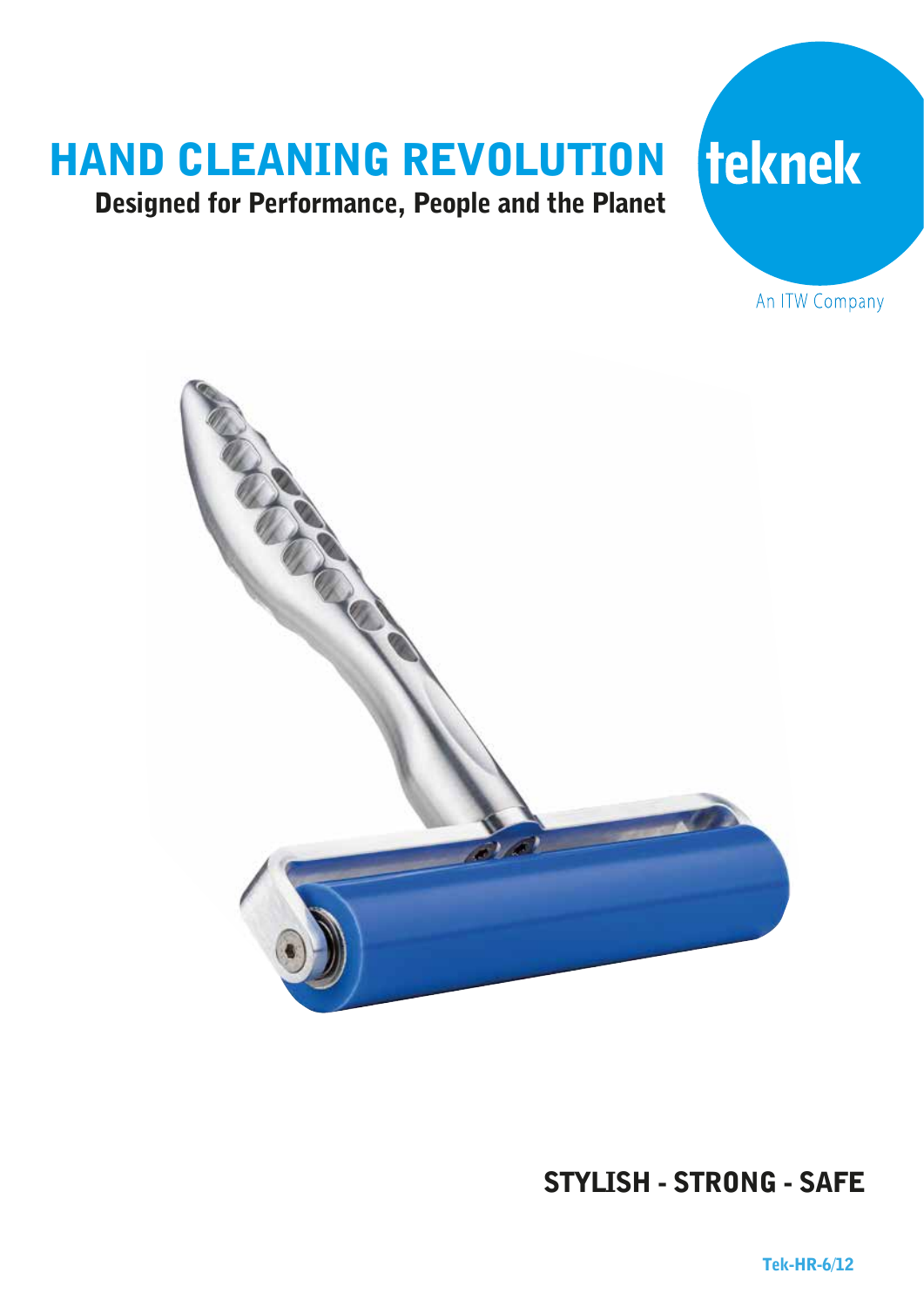# HAND CLEANING REVOLUTION

**Designed for Performance, People and the Planet**

teknek

An ITW Company

## STYLISH - STRONG - SAFE

Tek-HR-6/12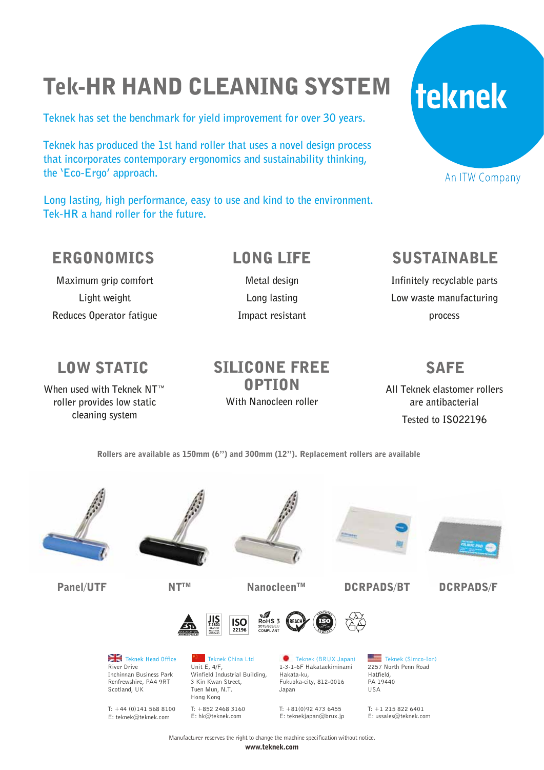# Tek-HR HAND CLEANING SYSTEM

teknek

An ITW Company

Teknek has set the benchmark for yield improvement for over 30 years.

Teknek has produced the 1st hand roller that uses a novel design process that incorporates contemporary ergonomics and sustainability thinking, the 'Eco-Ergo' approach.

Long lasting, high performance, easy to use and kind to the environment. Tek-HR a hand roller for the future.

## ERGONOMICS

Maximum grip comfort

Light weight

Reduces Operator fatigue

## LONG LIFE

Metal design

Long lasting

Impact resistant

## SUSTAINABLE

Infinitely recyclable parts

Low waste manufacturing process

## LOW STATIC

When used with Teknek NT™ roller provides low static cleaning system

## SILICONE FREE OPTION

With Nanoclean roller

## SAFE

All Teknek elastomer rollers are antibacterial

Tested to ISO22196

**Rollers are available as 150mm (6") and 300mm (12"). Replacement rollers are available**

**Panel/UTF** **NT™** **Nanoclean™** **DCRPADS/BT** **DCRPADS/F**

**Teknek Head Office**
River Drive
Inchinnan Business Park
Renfrewshire, PA4 9RT
Scotland, UK

T: +44 (0)141 568 8100
E: teknek@teknek.com

**Teknek China Ltd**
Unit E, 4/F,
Winfield Industrial Building,
3 Kin Kwan Street,
Tuen Mun, N.T.
Hong Kong

T: +852 2468 3160
E: hk@teknek.com

**Teknek (BRUX Japan)**
1-3-1-6F Hakataekiminami
Hakata-ku,
Fukuoka-city, 812-0016
Japan

T: +81(0)92 473 6455
E: teknekjapan@brux.jp

**Teknek (Simco-Ion)**
2257 North Penn Road
Hatfield,
PA 19440
USA

T: +1 215 822 6401
E: ussales@teknek.com

Manufacturer reserves the right to change the machine specification without notice.

**www.teknek.com**